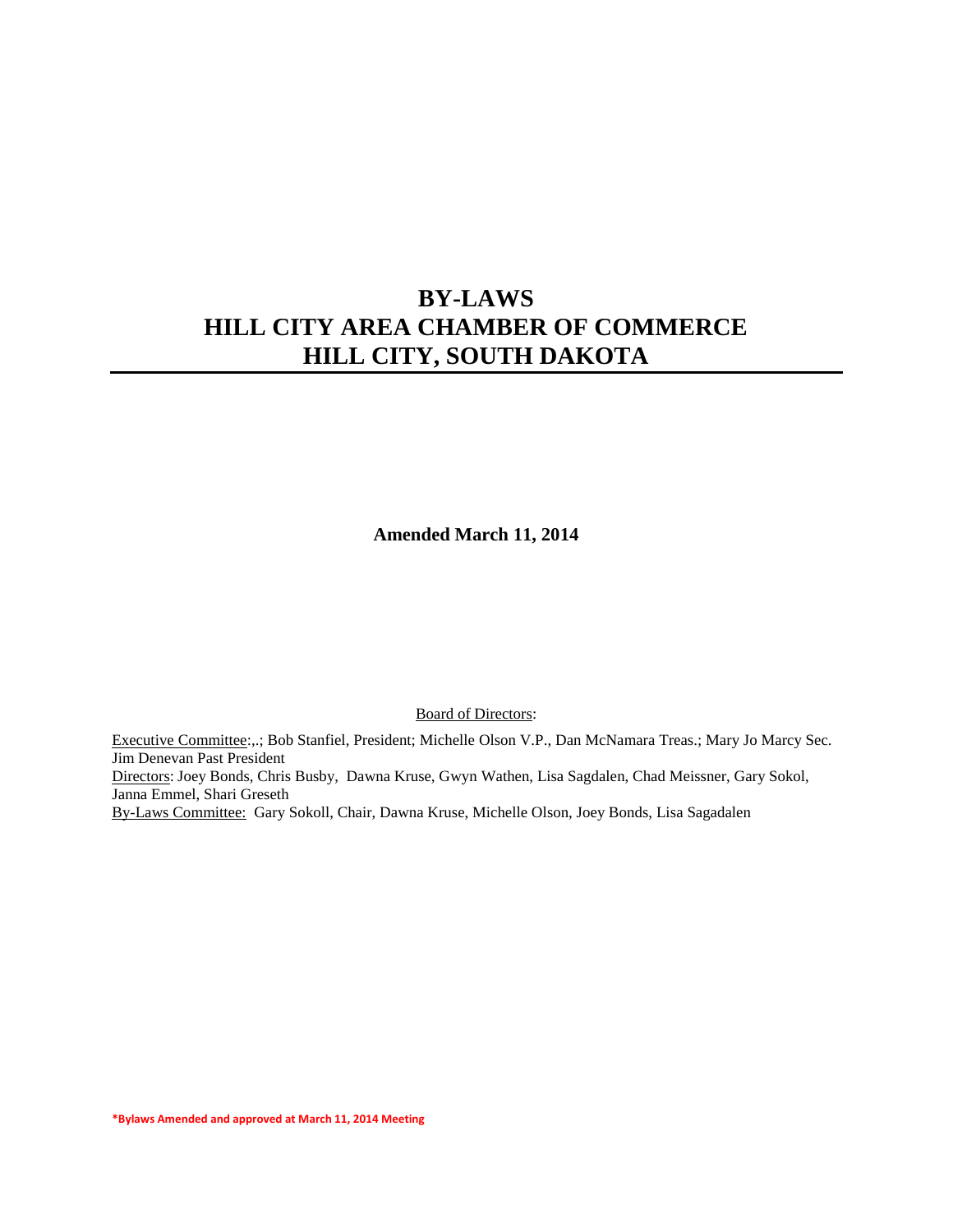# BY-LAWS
# HILL CITY AREA CHAMBER OF COMMERCE
# HILL CITY, SOUTH DAKOTA

**Amended March 11, 2014**

Board of Directors:

Executive Committee:,.; Bob Stanfiel, President; Michelle Olson V.P., Dan McNamara Treas.; Mary Jo Marcy Sec. Jim Denevan Past President
Directors: Joey Bonds, Chris Busby, Dawna Kruse, Gwyn Wathen, Lisa Sagdalen, Chad Meissner, Gary Sokol, Janna Emmel, Shari Greseth
By-Laws Committee: Gary Sokoll, Chair, Dawna Kruse, Michelle Olson, Joey Bonds, Lisa Sagadalen

**\*Bylaws Amended and approved at March 11, 2014 Meeting**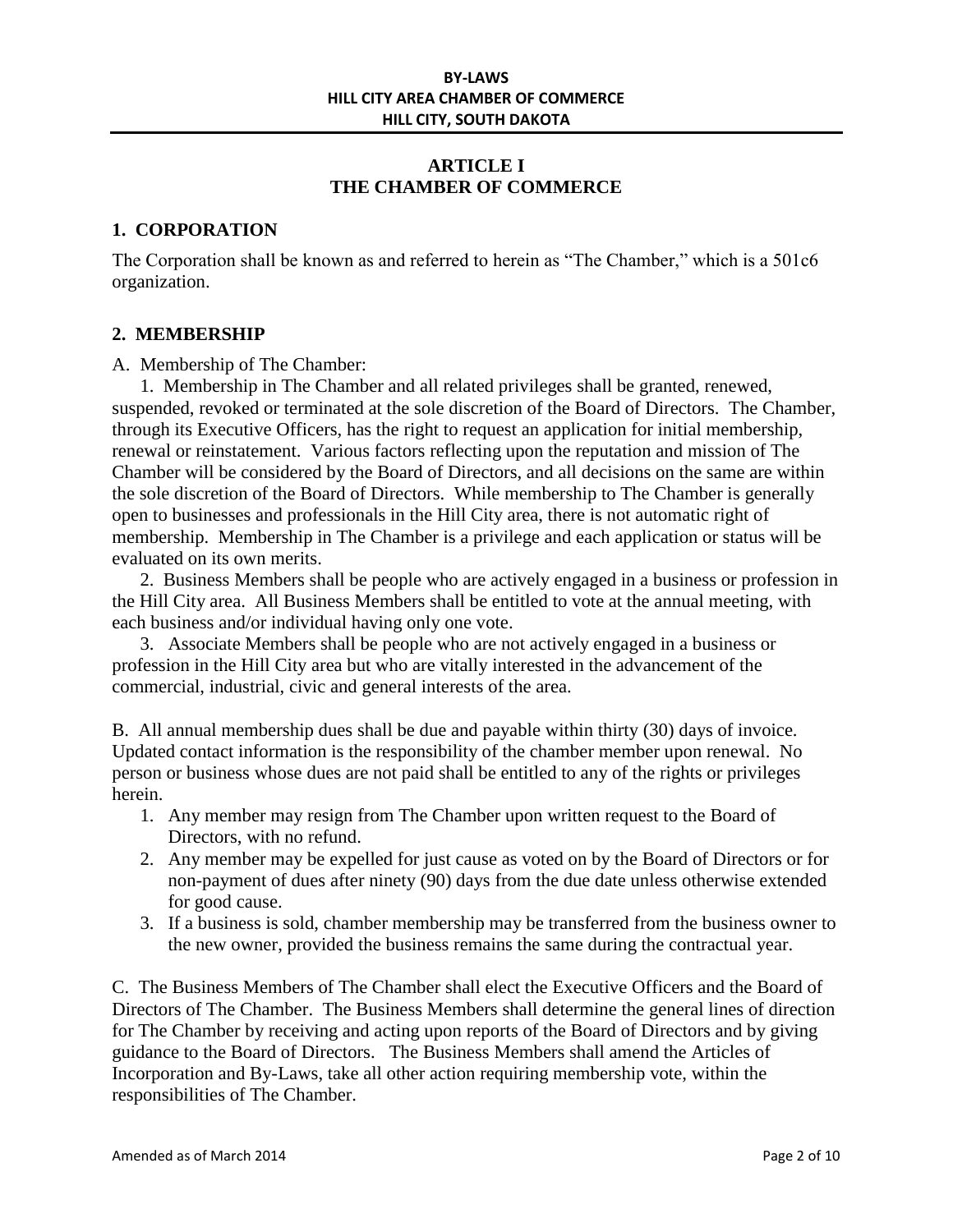**BY-LAWS**
**HILL CITY AREA CHAMBER OF COMMERCE**
**HILL CITY, SOUTH DAKOTA**

# ARTICLE I
# THE CHAMBER OF COMMERCE

## 1. CORPORATION

The Corporation shall be known as and referred to herein as "The Chamber," which is a 501c6 organization.

## 2. MEMBERSHIP

A. Membership of The Chamber:

1. Membership in The Chamber and all related privileges shall be granted, renewed, suspended, revoked or terminated at the sole discretion of the Board of Directors. The Chamber, through its Executive Officers, has the right to request an application for initial membership, renewal or reinstatement. Various factors reflecting upon the reputation and mission of The Chamber will be considered by the Board of Directors, and all decisions on the same are within the sole discretion of the Board of Directors. While membership to The Chamber is generally open to businesses and professionals in the Hill City area, there is not automatic right of membership. Membership in The Chamber is a privilege and each application or status will be evaluated on its own merits.

2. Business Members shall be people who are actively engaged in a business or profession in the Hill City area. All Business Members shall be entitled to vote at the annual meeting, with each business and/or individual having only one vote.

3. Associate Members shall be people who are not actively engaged in a business or profession in the Hill City area but who are vitally interested in the advancement of the commercial, industrial, civic and general interests of the area.

B. All annual membership dues shall be due and payable within thirty (30) days of invoice. Updated contact information is the responsibility of the chamber member upon renewal. No person or business whose dues are not paid shall be entitled to any of the rights or privileges herein.

1. Any member may resign from The Chamber upon written request to the Board of Directors, with no refund.
2. Any member may be expelled for just cause as voted on by the Board of Directors or for non-payment of dues after ninety (90) days from the due date unless otherwise extended for good cause.
3. If a business is sold, chamber membership may be transferred from the business owner to the new owner, provided the business remains the same during the contractual year.

C. The Business Members of The Chamber shall elect the Executive Officers and the Board of Directors of The Chamber. The Business Members shall determine the general lines of direction for The Chamber by receiving and acting upon reports of the Board of Directors and by giving guidance to the Board of Directors. The Business Members shall amend the Articles of Incorporation and By-Laws, take all other action requiring membership vote, within the responsibilities of The Chamber.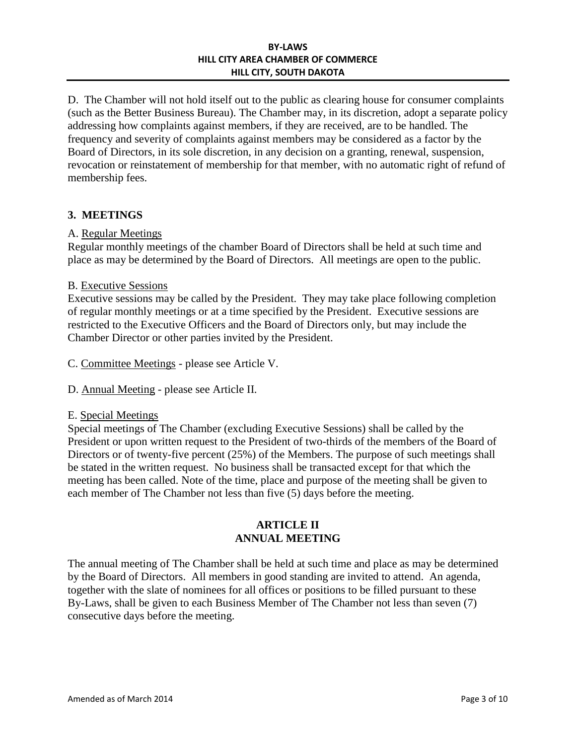D. The Chamber will not hold itself out to the public as clearing house for consumer complaints (such as the Better Business Bureau). The Chamber may, in its discretion, adopt a separate policy addressing how complaints against members, if they are received, are to be handled. The frequency and severity of complaints against members may be considered as a factor by the Board of Directors, in its sole discretion, in any decision on a granting, renewal, suspension, revocation or reinstatement of membership for that member, with no automatic right of refund of membership fees.

### 3. MEETINGS

A. Regular Meetings
Regular monthly meetings of the chamber Board of Directors shall be held at such time and place as may be determined by the Board of Directors. All meetings are open to the public.

B. Executive Sessions
Executive sessions may be called by the President. They may take place following completion of regular monthly meetings or at a time specified by the President. Executive sessions are restricted to the Executive Officers and the Board of Directors only, but may include the Chamber Director or other parties invited by the President.

C. Committee Meetings - please see Article V.

D. Annual Meeting - please see Article II.

E. Special Meetings
Special meetings of The Chamber (excluding Executive Sessions) shall be called by the President or upon written request to the President of two-thirds of the members of the Board of Directors or of twenty-five percent (25%) of the Members. The purpose of such meetings shall be stated in the written request. No business shall be transacted except for that which the meeting has been called. Note of the time, place and purpose of the meeting shall be given to each member of The Chamber not less than five (5) days before the meeting.

## ARTICLE II
## ANNUAL MEETING

The annual meeting of The Chamber shall be held at such time and place as may be determined by the Board of Directors. All members in good standing are invited to attend. An agenda, together with the slate of nominees for all offices or positions to be filled pursuant to these By-Laws, shall be given to each Business Member of The Chamber not less than seven (7) consecutive days before the meeting.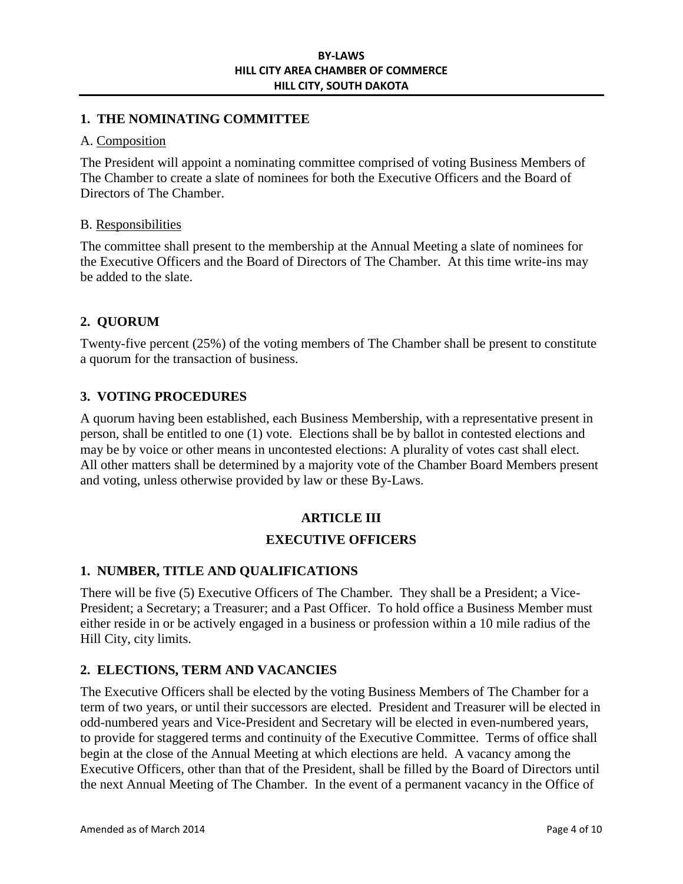### 1. THE NOMINATING COMMITTEE

A. Composition

The President will appoint a nominating committee comprised of voting Business Members of The Chamber to create a slate of nominees for both the Executive Officers and the Board of Directors of The Chamber.

B. Responsibilities

The committee shall present to the membership at the Annual Meeting a slate of nominees for the Executive Officers and the Board of Directors of The Chamber. At this time write-ins may be added to the slate.

### 2. QUORUM

Twenty-five percent (25%) of the voting members of The Chamber shall be present to constitute a quorum for the transaction of business.

### 3. VOTING PROCEDURES

A quorum having been established, each Business Membership, with a representative present in person, shall be entitled to one (1) vote. Elections shall be by ballot in contested elections and may be by voice or other means in uncontested elections: A plurality of votes cast shall elect. All other matters shall be determined by a majority vote of the Chamber Board Members present and voting, unless otherwise provided by law or these By-Laws.

## ARTICLE III

## EXECUTIVE OFFICERS

### 1. NUMBER, TITLE AND QUALIFICATIONS

There will be five (5) Executive Officers of The Chamber. They shall be a President; a Vice-President; a Secretary; a Treasurer; and a Past Officer. To hold office a Business Member must either reside in or be actively engaged in a business or profession within a 10 mile radius of the Hill City, city limits.

### 2. ELECTIONS, TERM AND VACANCIES

The Executive Officers shall be elected by the voting Business Members of The Chamber for a term of two years, or until their successors are elected. President and Treasurer will be elected in odd-numbered years and Vice-President and Secretary will be elected in even-numbered years, to provide for staggered terms and continuity of the Executive Committee. Terms of office shall begin at the close of the Annual Meeting at which elections are held. A vacancy among the Executive Officers, other than that of the President, shall be filled by the Board of Directors until the next Annual Meeting of The Chamber. In the event of a permanent vacancy in the Office of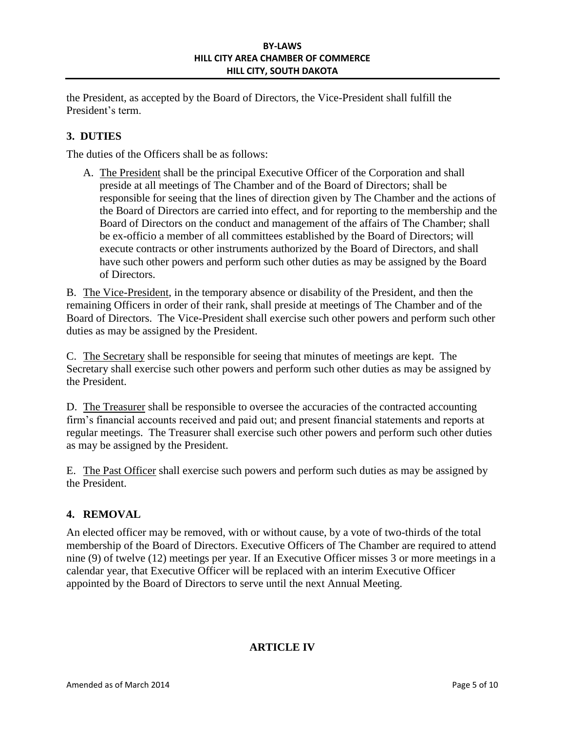the President, as accepted by the Board of Directors, the Vice-President shall fulfill the President's term.

## 3. DUTIES

The duties of the Officers shall be as follows:

A. <u>The President</u> shall be the principal Executive Officer of the Corporation and shall preside at all meetings of The Chamber and of the Board of Directors; shall be responsible for seeing that the lines of direction given by The Chamber and the actions of the Board of Directors are carried into effect, and for reporting to the membership and the Board of Directors on the conduct and management of the affairs of The Chamber; shall be ex-officio a member of all committees established by the Board of Directors; will execute contracts or other instruments authorized by the Board of Directors, and shall have such other powers and perform such other duties as may be assigned by the Board of Directors.

B. <u>The Vice-President</u>, in the temporary absence or disability of the President, and then the remaining Officers in order of their rank, shall preside at meetings of The Chamber and of the Board of Directors. The Vice-President shall exercise such other powers and perform such other duties as may be assigned by the President.

C. <u>The Secretary</u> shall be responsible for seeing that minutes of meetings are kept. The Secretary shall exercise such other powers and perform such other duties as may be assigned by the President.

D. <u>The Treasurer</u> shall be responsible to oversee the accuracies of the contracted accounting firm's financial accounts received and paid out; and present financial statements and reports at regular meetings. The Treasurer shall exercise such other powers and perform such other duties as may be assigned by the President.

E. <u>The Past Officer</u> shall exercise such powers and perform such duties as may be assigned by the President.

## 4. REMOVAL

An elected officer may be removed, with or without cause, by a vote of two-thirds of the total membership of the Board of Directors. Executive Officers of The Chamber are required to attend nine (9) of twelve (12) meetings per year. If an Executive Officer misses 3 or more meetings in a calendar year, that Executive Officer will be replaced with an interim Executive Officer appointed by the Board of Directors to serve until the next Annual Meeting.

# ARTICLE IV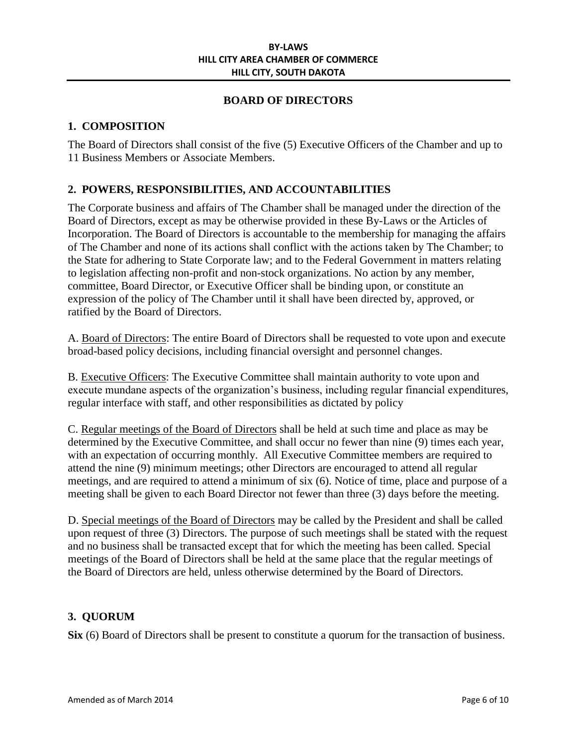## BOARD OF DIRECTORS

### 1. COMPOSITION

The Board of Directors shall consist of the five (5) Executive Officers of the Chamber and up to 11 Business Members or Associate Members.

### 2. POWERS, RESPONSIBILITIES, AND ACCOUNTABILITIES

The Corporate business and affairs of The Chamber shall be managed under the direction of the Board of Directors, except as may be otherwise provided in these By-Laws or the Articles of Incorporation. The Board of Directors is accountable to the membership for managing the affairs of The Chamber and none of its actions shall conflict with the actions taken by The Chamber; to the State for adhering to State Corporate law; and to the Federal Government in matters relating to legislation affecting non-profit and non-stock organizations. No action by any member, committee, Board Director, or Executive Officer shall be binding upon, or constitute an expression of the policy of The Chamber until it shall have been directed by, approved, or ratified by the Board of Directors.

A. Board of Directors: The entire Board of Directors shall be requested to vote upon and execute broad-based policy decisions, including financial oversight and personnel changes.

B. Executive Officers: The Executive Committee shall maintain authority to vote upon and execute mundane aspects of the organization's business, including regular financial expenditures, regular interface with staff, and other responsibilities as dictated by policy

C. Regular meetings of the Board of Directors shall be held at such time and place as may be determined by the Executive Committee, and shall occur no fewer than nine (9) times each year, with an expectation of occurring monthly. All Executive Committee members are required to attend the nine (9) minimum meetings; other Directors are encouraged to attend all regular meetings, and are required to attend a minimum of six (6). Notice of time, place and purpose of a meeting shall be given to each Board Director not fewer than three (3) days before the meeting.

D. Special meetings of the Board of Directors may be called by the President and shall be called upon request of three (3) Directors. The purpose of such meetings shall be stated with the request and no business shall be transacted except that for which the meeting has been called. Special meetings of the Board of Directors shall be held at the same place that the regular meetings of the Board of Directors are held, unless otherwise determined by the Board of Directors.

### 3. QUORUM

**Six** (6) Board of Directors shall be present to constitute a quorum for the transaction of business.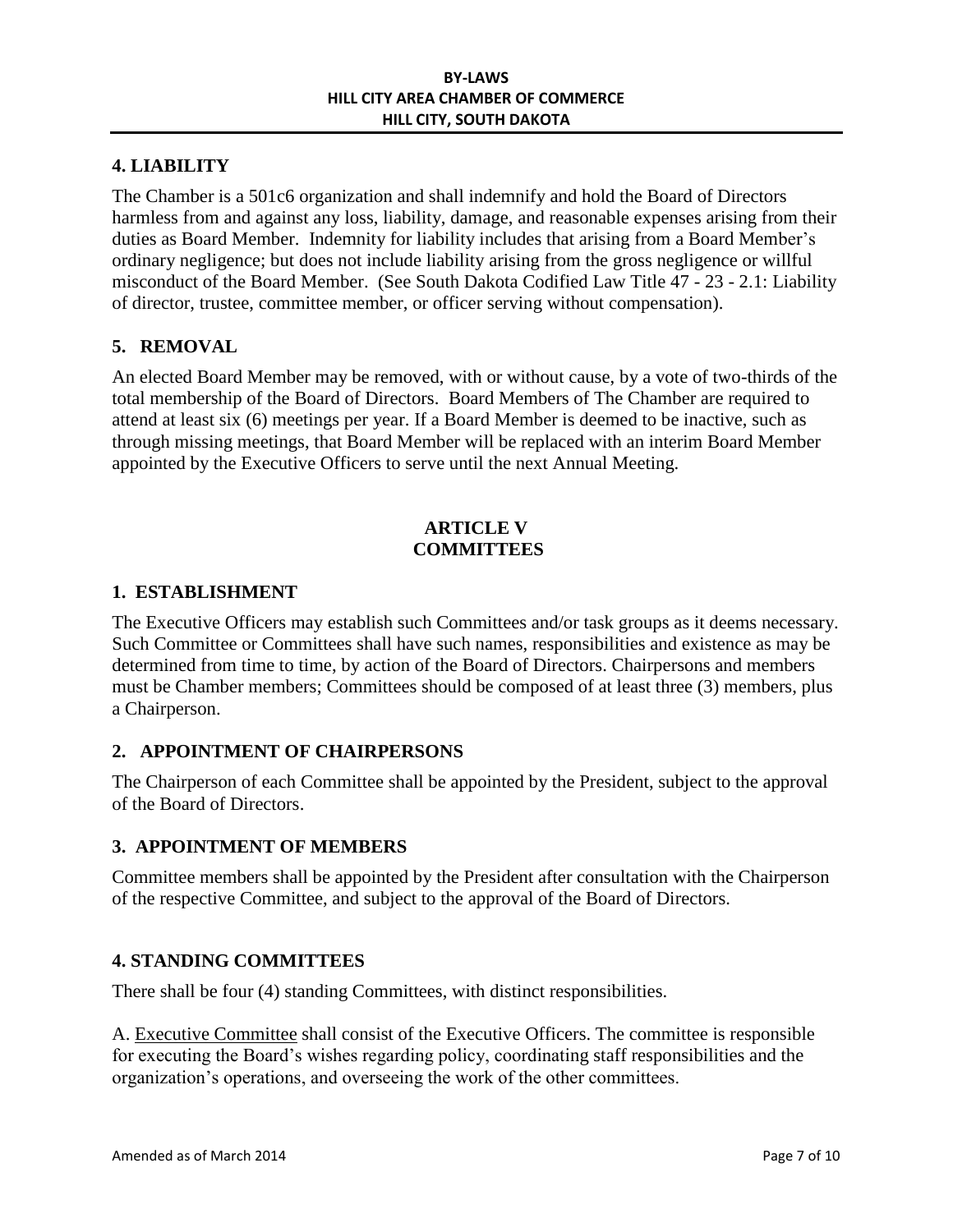### 4. LIABILITY

The Chamber is a 501c6 organization and shall indemnify and hold the Board of Directors harmless from and against any loss, liability, damage, and reasonable expenses arising from their duties as Board Member. Indemnity for liability includes that arising from a Board Member's ordinary negligence; but does not include liability arising from the gross negligence or willful misconduct of the Board Member. (See South Dakota Codified Law Title 47 - 23 - 2.1: Liability of director, trustee, committee member, or officer serving without compensation).

### 5. REMOVAL

An elected Board Member may be removed, with or without cause, by a vote of two-thirds of the total membership of the Board of Directors. Board Members of The Chamber are required to attend at least six (6) meetings per year. If a Board Member is deemed to be inactive, such as through missing meetings, that Board Member will be replaced with an interim Board Member appointed by the Executive Officers to serve until the next Annual Meeting.

## ARTICLE V
## COMMITTEES

### 1. ESTABLISHMENT

The Executive Officers may establish such Committees and/or task groups as it deems necessary. Such Committee or Committees shall have such names, responsibilities and existence as may be determined from time to time, by action of the Board of Directors. Chairpersons and members must be Chamber members; Committees should be composed of at least three (3) members, plus a Chairperson.

### 2. APPOINTMENT OF CHAIRPERSONS

The Chairperson of each Committee shall be appointed by the President, subject to the approval of the Board of Directors.

### 3. APPOINTMENT OF MEMBERS

Committee members shall be appointed by the President after consultation with the Chairperson of the respective Committee, and subject to the approval of the Board of Directors.

### 4. STANDING COMMITTEES

There shall be four (4) standing Committees, with distinct responsibilities.

A. Executive Committee shall consist of the Executive Officers. The committee is responsible for executing the Board's wishes regarding policy, coordinating staff responsibilities and the organization's operations, and overseeing the work of the other committees.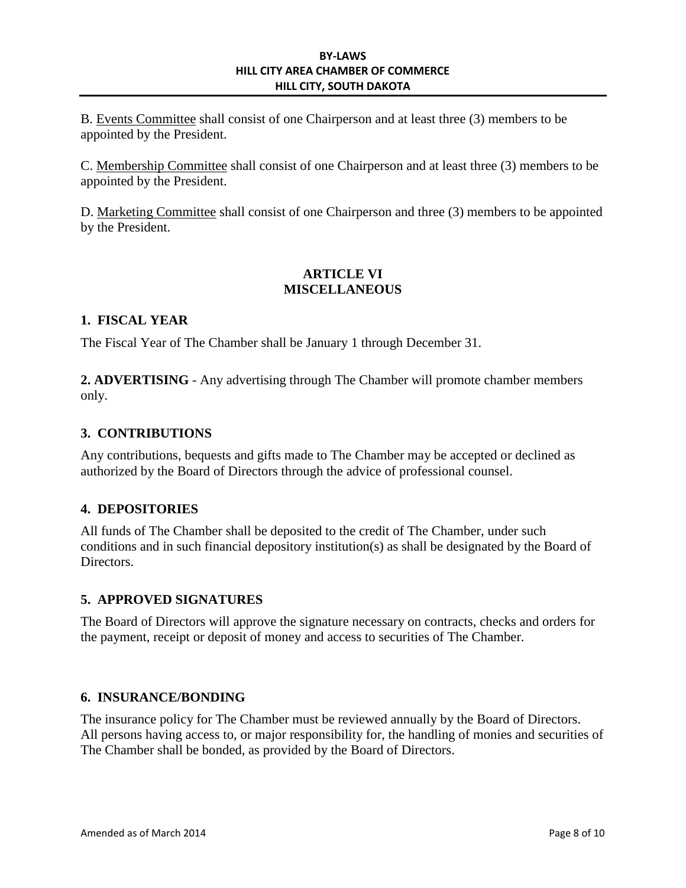B. <u>Events Committee</u> shall consist of one Chairperson and at least three (3) members to be appointed by the President.

C. <u>Membership Committee</u> shall consist of one Chairperson and at least three (3) members to be appointed by the President.

D. <u>Marketing Committee</u> shall consist of one Chairperson and three (3) members to be appointed by the President.

## ARTICLE VI
## MISCELLANEOUS

### 1. FISCAL YEAR

The Fiscal Year of The Chamber shall be January 1 through December 31.

**2. ADVERTISING** - Any advertising through The Chamber will promote chamber members only.

### 3. CONTRIBUTIONS

Any contributions, bequests and gifts made to The Chamber may be accepted or declined as authorized by the Board of Directors through the advice of professional counsel.

### 4. DEPOSITORIES

All funds of The Chamber shall be deposited to the credit of The Chamber, under such conditions and in such financial depository institution(s) as shall be designated by the Board of Directors.

### 5. APPROVED SIGNATURES

The Board of Directors will approve the signature necessary on contracts, checks and orders for the payment, receipt or deposit of money and access to securities of The Chamber.

### 6. INSURANCE/BONDING

The insurance policy for The Chamber must be reviewed annually by the Board of Directors. All persons having access to, or major responsibility for, the handling of monies and securities of The Chamber shall be bonded, as provided by the Board of Directors.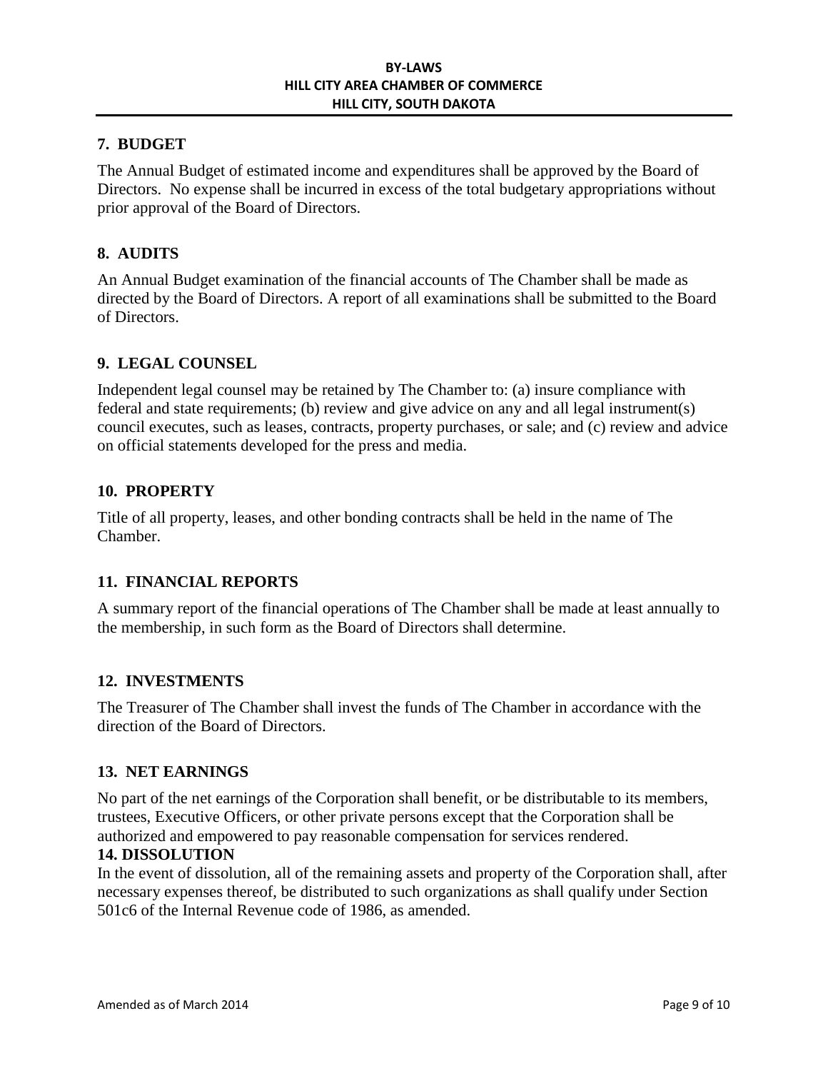## 7. BUDGET

The Annual Budget of estimated income and expenditures shall be approved by the Board of Directors. No expense shall be incurred in excess of the total budgetary appropriations without prior approval of the Board of Directors.

## 8. AUDITS

An Annual Budget examination of the financial accounts of The Chamber shall be made as directed by the Board of Directors. A report of all examinations shall be submitted to the Board of Directors.

## 9. LEGAL COUNSEL

Independent legal counsel may be retained by The Chamber to: (a) insure compliance with federal and state requirements; (b) review and give advice on any and all legal instrument(s) council executes, such as leases, contracts, property purchases, or sale; and (c) review and advice on official statements developed for the press and media.

## 10. PROPERTY

Title of all property, leases, and other bonding contracts shall be held in the name of The Chamber.

## 11. FINANCIAL REPORTS

A summary report of the financial operations of The Chamber shall be made at least annually to the membership, in such form as the Board of Directors shall determine.

## 12. INVESTMENTS

The Treasurer of The Chamber shall invest the funds of The Chamber in accordance with the direction of the Board of Directors.

## 13. NET EARNINGS

No part of the net earnings of the Corporation shall benefit, or be distributable to its members, trustees, Executive Officers, or other private persons except that the Corporation shall be authorized and empowered to pay reasonable compensation for services rendered.

## 14. DISSOLUTION

In the event of dissolution, all of the remaining assets and property of the Corporation shall, after necessary expenses thereof, be distributed to such organizations as shall qualify under Section 501c6 of the Internal Revenue code of 1986, as amended.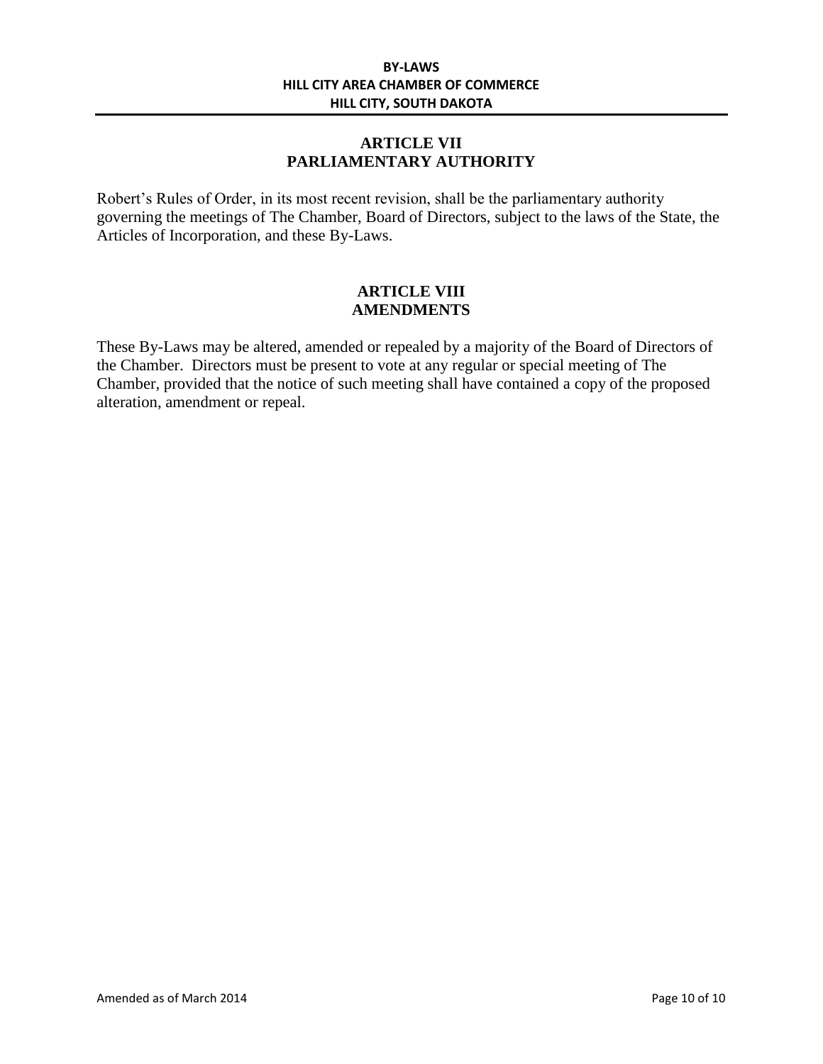## ARTICLE VII
## PARLIAMENTARY AUTHORITY

Robert's Rules of Order, in its most recent revision, shall be the parliamentary authority governing the meetings of The Chamber, Board of Directors, subject to the laws of the State, the Articles of Incorporation, and these By-Laws.

## ARTICLE VIII
## AMENDMENTS

These By-Laws may be altered, amended or repealed by a majority of the Board of Directors of the Chamber. Directors must be present to vote at any regular or special meeting of The Chamber, provided that the notice of such meeting shall have contained a copy of the proposed alteration, amendment or repeal.